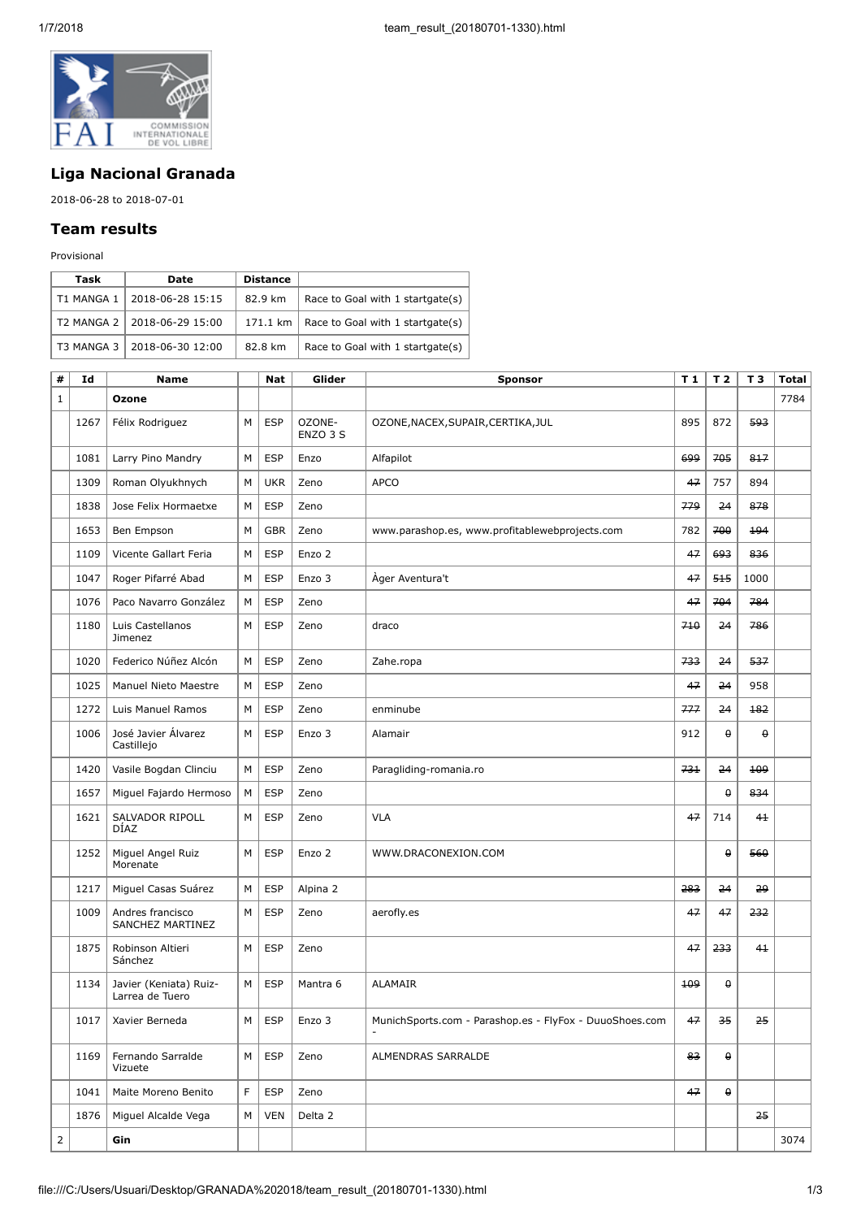## Liga Nacional Granada

2018-06-28 to 2018-07-01

## Team results

Provisional

| Task | Date | Distance | |
|---|---|---|---|
| T1 MANGA 1 | 2018-06-28 15:15 | 82.9 km | Race to Goal with 1 startgate(s) |
| T2 MANGA 2 | 2018-06-29 15:00 | 171.1 km | Race to Goal with 1 startgate(s) |
| T3 MANGA 3 | 2018-06-30 12:00 | 82.8 km | Race to Goal with 1 startgate(s) |

| # | Id | Name | | Nat | Glider | Sponsor | T 1 | T 2 | T 3 | Total |
|---|---|---|---|---|---|---|---|---|---|---|
| 1 | | **Ozone** | | | | | | | | 7784 |
| | 1267 | Félix Rodriguez | M | ESP | OZONE-ENZO 3 S | OZONE,NACEX,SUPAIR,CERTIKA,JUL | 895 | 872 | ~~593~~ | |
| | 1081 | Larry Pino Mandry | M | ESP | Enzo | Alfapilot | ~~699~~ | ~~705~~ | ~~817~~ | |
| | 1309 | Roman Olyukhnych | M | UKR | Zeno | APCO | ~~47~~ | 757 | 894 | |
| | 1838 | Jose Felix Hormaetxe | M | ESP | Zeno | | ~~779~~ | ~~24~~ | ~~878~~ | |
| | 1653 | Ben Empson | M | GBR | Zeno | www.parashop.es, www.profitablewebprojects.com | 782 | ~~700~~ | ~~194~~ | |
| | 1109 | Vicente Gallart Feria | M | ESP | Enzo 2 | | ~~47~~ | ~~693~~ | ~~836~~ | |
| | 1047 | Roger Pifarré Abad | M | ESP | Enzo 3 | Àger Aventura't | ~~47~~ | ~~515~~ | 1000 | |
| | 1076 | Paco Navarro González | M | ESP | Zeno | | ~~47~~ | ~~704~~ | ~~784~~ | |
| | 1180 | Luis Castellanos Jimenez | M | ESP | Zeno | draco | ~~710~~ | ~~24~~ | ~~786~~ | |
| | 1020 | Federico Núñez Alcón | M | ESP | Zeno | Zahe.ropa | ~~733~~ | ~~24~~ | ~~537~~ | |
| | 1025 | Manuel Nieto Maestre | M | ESP | Zeno | | ~~47~~ | ~~24~~ | 958 | |
| | 1272 | Luis Manuel Ramos | M | ESP | Zeno | enminube | ~~777~~ | ~~24~~ | ~~182~~ | |
| | 1006 | José Javier Álvarez Castillejo | M | ESP | Enzo 3 | Alamair | 912 | ~~0~~ | ~~0~~ | |
| | 1420 | Vasile Bogdan Clinciu | M | ESP | Zeno | Paragliding-romania.ro | ~~731~~ | ~~24~~ | ~~109~~ | |
| | 1657 | Miguel Fajardo Hermoso | M | ESP | Zeno | | | ~~0~~ | ~~834~~ | |
| | 1621 | SALVADOR RIPOLL DÍAZ | M | ESP | Zeno | VLA | ~~47~~ | 714 | ~~41~~ | |
| | 1252 | Miguel Angel Ruiz Morenate | M | ESP | Enzo 2 | WWW.DRACONEXION.COM | | ~~0~~ | ~~560~~ | |
| | 1217 | Miguel Casas Suárez | M | ESP | Alpina 2 | | ~~283~~ | ~~24~~ | ~~29~~ | |
| | 1009 | Andres francisco SANCHEZ MARTINEZ | M | ESP | Zeno | aerofly.es | ~~47~~ | ~~47~~ | ~~232~~ | |
| | 1875 | Robinson Altieri Sánchez | M | ESP | Zeno | | ~~47~~ | ~~233~~ | ~~41~~ | |
| | 1134 | Javier (Keniata) Ruiz-Larrea de Tuero | M | ESP | Mantra 6 | ALAMAIR | ~~109~~ | ~~0~~ | | |
| | 1017 | Xavier Berneda | M | ESP | Enzo 3 | MunichSports.com - Parashop.es - FlyFox - DuuoShoes.com - | ~~47~~ | ~~35~~ | ~~25~~ | |
| | 1169 | Fernando Sarralde Vizuete | M | ESP | Zeno | ALMENDRAS SARRALDE | ~~83~~ | ~~0~~ | | |
| | 1041 | Maite Moreno Benito | F | ESP | Zeno | | ~~47~~ | ~~0~~ | | |
| | 1876 | Miguel Alcalde Vega | M | VEN | Delta 2 | | | | ~~25~~ | |
| 2 | | **Gin** | | | | | | | | 3074 |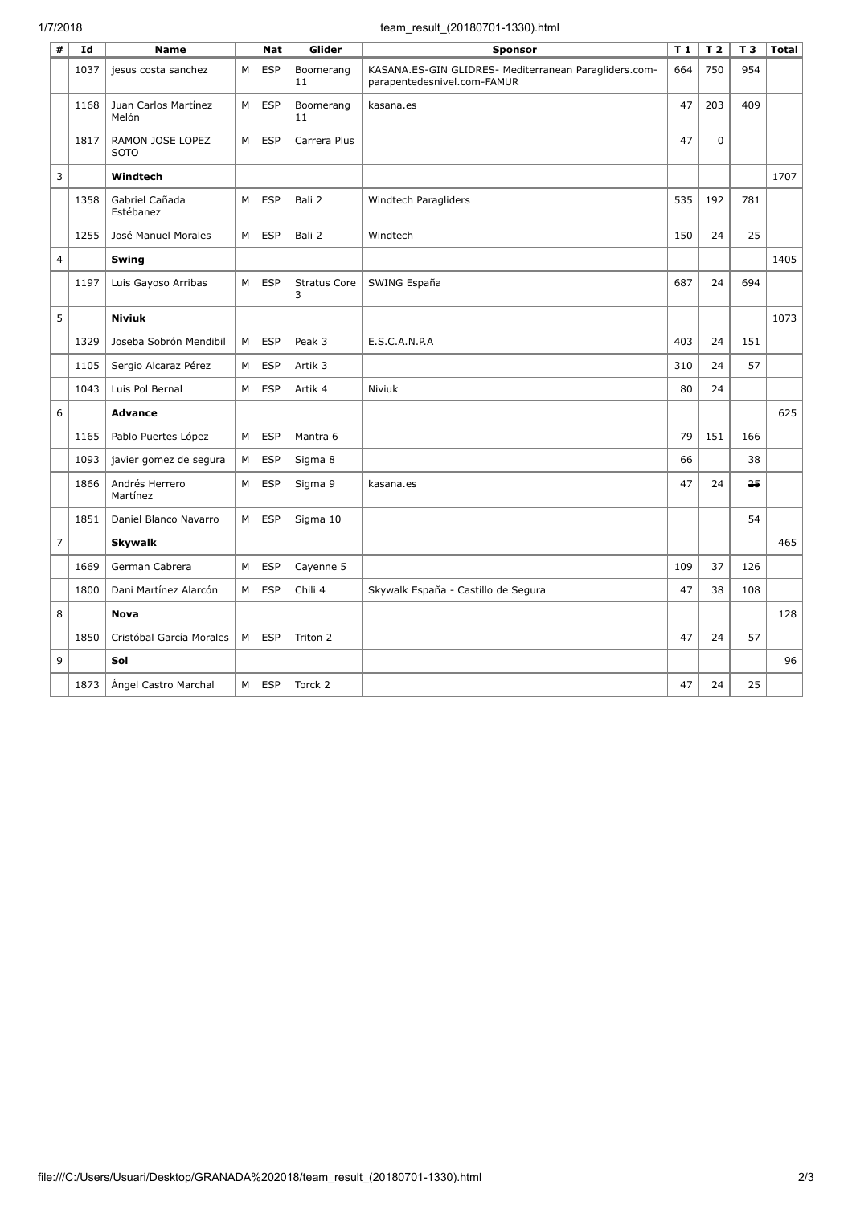| # | Id | Name | | Nat | Glider | Sponsor | T 1 | T 2 | T 3 | Total |
|---|---|---|---|---|---|---|---|---|---|---|
| | 1037 | jesus costa sanchez | M | ESP | Boomerang 11 | KASANA.ES-GIN GLIDRES- Mediterranean Paragliders.com-parapentedesnivel.com-FAMUR | 664 | 750 | 954 | |
| | 1168 | Juan Carlos Martínez Melón | M | ESP | Boomerang 11 | kasana.es | 47 | 203 | 409 | |
| | 1817 | RAMON JOSE LOPEZ SOTO | M | ESP | Carrera Plus | | 47 | 0 | | |
| 3 | | **Windtech** | | | | | | | | 1707 |
| | 1358 | Gabriel Cañada Estébanez | M | ESP | Bali 2 | Windtech Paragliders | 535 | 192 | 781 | |
| | 1255 | José Manuel Morales | M | ESP | Bali 2 | Windtech | 150 | 24 | 25 | |
| 4 | | **Swing** | | | | | | | | 1405 |
| | 1197 | Luis Gayoso Arribas | M | ESP | Stratus Core 3 | SWING España | 687 | 24 | 694 | |
| 5 | | **Niviuk** | | | | | | | | 1073 |
| | 1329 | Joseba Sobrón Mendibil | M | ESP | Peak 3 | E.S.C.A.N.P.A | 403 | 24 | 151 | |
| | 1105 | Sergio Alcaraz Pérez | M | ESP | Artik 3 | | 310 | 24 | 57 | |
| | 1043 | Luis Pol Bernal | M | ESP | Artik 4 | Niviuk | 80 | 24 | | |
| 6 | | **Advance** | | | | | | | | 625 |
| | 1165 | Pablo Puertes López | M | ESP | Mantra 6 | | 79 | 151 | 166 | |
| | 1093 | javier gomez de segura | M | ESP | Sigma 8 | | 66 | | 38 | |
| | 1866 | Andrés Herrero Martínez | M | ESP | Sigma 9 | kasana.es | 47 | 24 | ~~25~~ | |
| | 1851 | Daniel Blanco Navarro | M | ESP | Sigma 10 | | | | 54 | |
| 7 | | **Skywalk** | | | | | | | | 465 |
| | 1669 | German Cabrera | M | ESP | Cayenne 5 | | 109 | 37 | 126 | |
| | 1800 | Dani Martínez Alarcón | M | ESP | Chili 4 | Skywalk España - Castillo de Segura | 47 | 38 | 108 | |
| 8 | | **Nova** | | | | | | | | 128 |
| | 1850 | Cristóbal García Morales | M | ESP | Triton 2 | | 47 | 24 | 57 | |
| 9 | | **Sol** | | | | | | | | 96 |
| | 1873 | Ángel Castro Marchal | M | ESP | Torck 2 | | 47 | 24 | 25 | |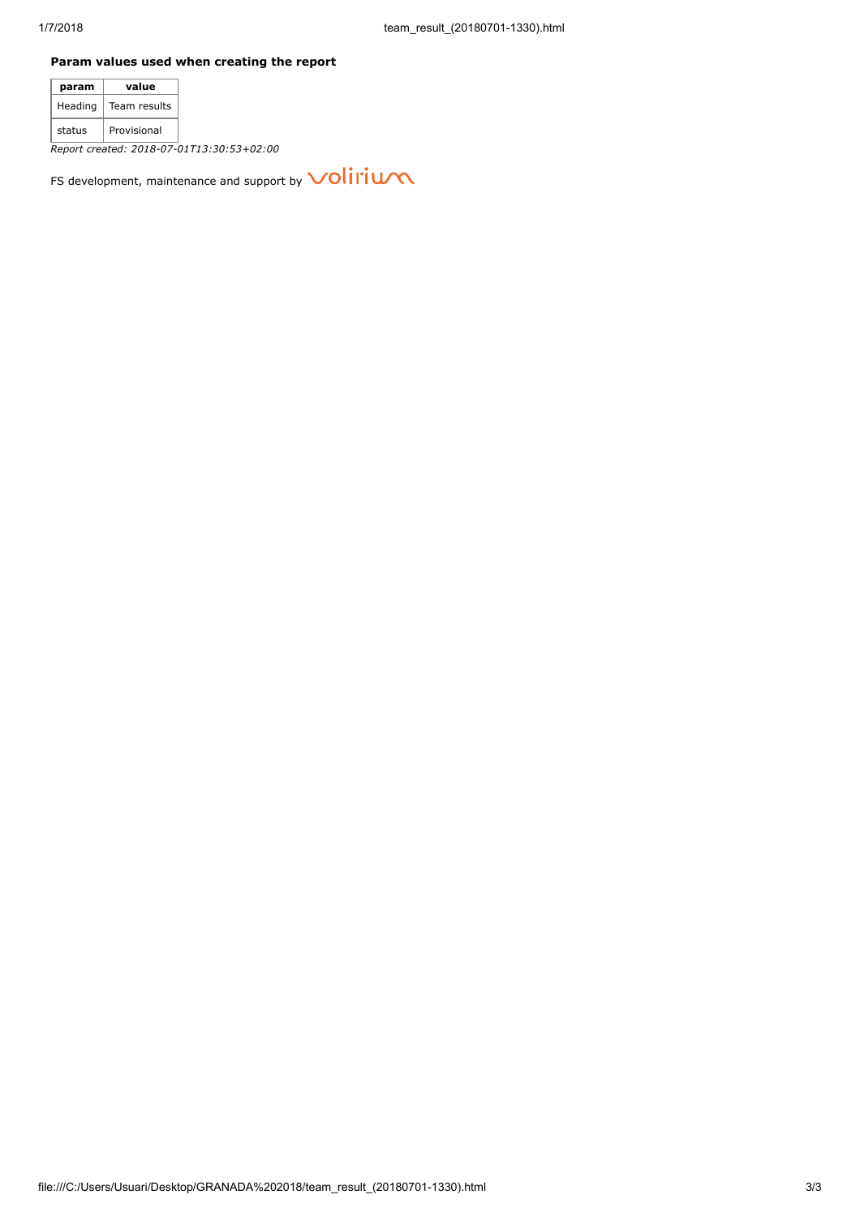**Param values used when creating the report**

| param | value |
| --- | --- |
| Heading | Team results |
| status | Provisional |

*Report created: 2018-07-01T13:30:53+02:00*

FS development, maintenance and support by volirium